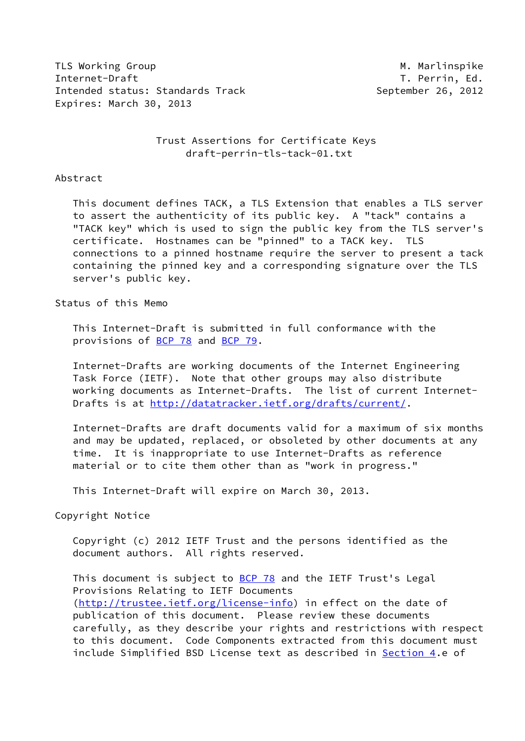TLS Working Group M. Marlinspike
Internet-Draft T. Perrin, Ed.
Intended status: Standards Track September 26, 2012
Expires: March 30, 2013

# Trust Assertions for Certificate Keys
draft-perrin-tls-tack-01.txt

## Abstract

This document defines TACK, a TLS Extension that enables a TLS server to assert the authenticity of its public key. A "tack" contains a "TACK key" which is used to sign the public key from the TLS server's certificate. Hostnames can be "pinned" to a TACK key. TLS connections to a pinned hostname require the server to present a tack containing the pinned key and a corresponding signature over the TLS server's public key.

## Status of this Memo

This Internet-Draft is submitted in full conformance with the provisions of BCP 78 and BCP 79.

Internet-Drafts are working documents of the Internet Engineering Task Force (IETF). Note that other groups may also distribute working documents as Internet-Drafts. The list of current Internet-Drafts is at http://datatracker.ietf.org/drafts/current/.

Internet-Drafts are draft documents valid for a maximum of six months and may be updated, replaced, or obsoleted by other documents at any time. It is inappropriate to use Internet-Drafts as reference material or to cite them other than as "work in progress."

This Internet-Draft will expire on March 30, 2013.

## Copyright Notice

Copyright (c) 2012 IETF Trust and the persons identified as the document authors. All rights reserved.

This document is subject to BCP 78 and the IETF Trust's Legal Provisions Relating to IETF Documents (http://trustee.ietf.org/license-info) in effect on the date of publication of this document. Please review these documents carefully, as they describe your rights and restrictions with respect to this document. Code Components extracted from this document must include Simplified BSD License text as described in Section 4.e of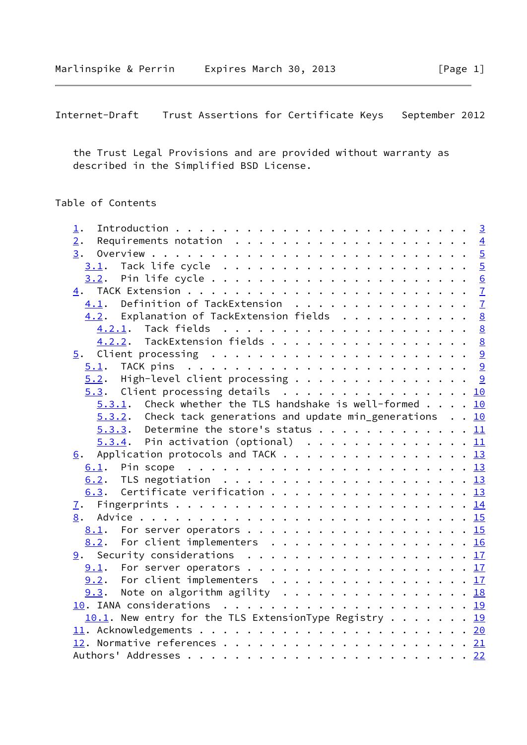the Trust Legal Provisions and are provided without warranty as described in the Simplified BSD License.

## Table of Contents

- 1. Introduction . . . . . . . . . . . . . . . . . . . . . . . . 3
- 2. Requirements notation . . . . . . . . . . . . . . . . . . . . 4
- 3. Overview . . . . . . . . . . . . . . . . . . . . . . . . . . 5
  - 3.1. Tack life cycle . . . . . . . . . . . . . . . . . . . . . 5
  - 3.2. Pin life cycle . . . . . . . . . . . . . . . . . . . . . 6
- 4. TACK Extension . . . . . . . . . . . . . . . . . . . . . . . 7
  - 4.1. Definition of TackExtension . . . . . . . . . . . . . . . 7
  - 4.2. Explanation of TackExtension fields . . . . . . . . . . . 8
    - 4.2.1. Tack fields . . . . . . . . . . . . . . . . . . . . . 8
    - 4.2.2. TackExtension fields . . . . . . . . . . . . . . . . . 8
- 5. Client processing . . . . . . . . . . . . . . . . . . . . . . 9
  - 5.1. TACK pins . . . . . . . . . . . . . . . . . . . . . . . . 9
  - 5.2. High-level client processing . . . . . . . . . . . . . . 9
  - 5.3. Client processing details . . . . . . . . . . . . . . . . 10
    - 5.3.1. Check whether the TLS handshake is well-formed . . . . 10
    - 5.3.2. Check tack generations and update min_generations . . 10
    - 5.3.3. Determine the store's status . . . . . . . . . . . . . 11
    - 5.3.4. Pin activation (optional) . . . . . . . . . . . . . . 11
- 6. Application protocols and TACK . . . . . . . . . . . . . . . 13
  - 6.1. Pin scope . . . . . . . . . . . . . . . . . . . . . . . . 13
  - 6.2. TLS negotiation . . . . . . . . . . . . . . . . . . . . . 13
  - 6.3. Certificate verification . . . . . . . . . . . . . . . . 13
- 7. Fingerprints . . . . . . . . . . . . . . . . . . . . . . . . 14
- 8. Advice . . . . . . . . . . . . . . . . . . . . . . . . . . . 15
  - 8.1. For server operators . . . . . . . . . . . . . . . . . . 15
  - 8.2. For client implementers . . . . . . . . . . . . . . . . . 16
- 9. Security considerations . . . . . . . . . . . . . . . . . . . 17
  - 9.1. For server operators . . . . . . . . . . . . . . . . . . 17
  - 9.2. For client implementers . . . . . . . . . . . . . . . . . 17
  - 9.3. Note on algorithm agility . . . . . . . . . . . . . . . . 18
- 10. IANA considerations . . . . . . . . . . . . . . . . . . . . . 19
  - 10.1. New entry for the TLS ExtensionType Registry . . . . . . . 19
- 11. Acknowledgements . . . . . . . . . . . . . . . . . . . . . . . 20
- 12. Normative references . . . . . . . . . . . . . . . . . . . . 21
- Authors' Addresses . . . . . . . . . . . . . . . . . . . . . . . . 22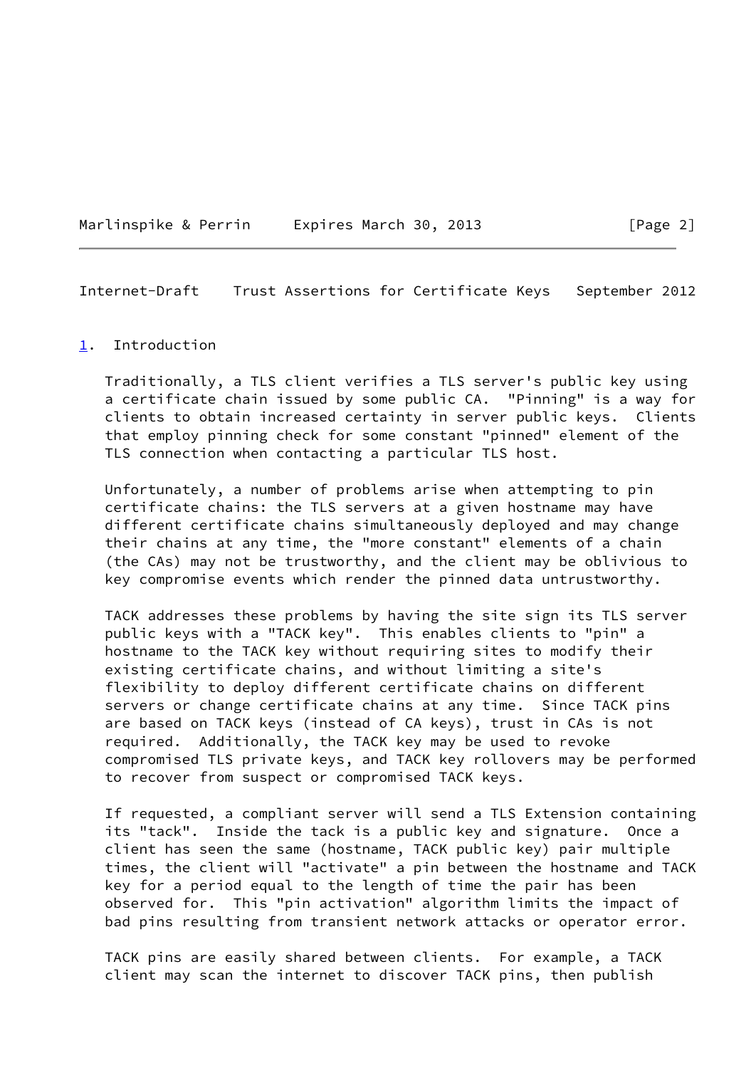# 1. Introduction

Traditionally, a TLS client verifies a TLS server's public key using a certificate chain issued by some public CA. "Pinning" is a way for clients to obtain increased certainty in server public keys. Clients that employ pinning check for some constant "pinned" element of the TLS connection when contacting a particular TLS host.

Unfortunately, a number of problems arise when attempting to pin certificate chains: the TLS servers at a given hostname may have different certificate chains simultaneously deployed and may change their chains at any time, the "more constant" elements of a chain (the CAs) may not be trustworthy, and the client may be oblivious to key compromise events which render the pinned data untrustworthy.

TACK addresses these problems by having the site sign its TLS server public keys with a "TACK key". This enables clients to "pin" a hostname to the TACK key without requiring sites to modify their existing certificate chains, and without limiting a site's flexibility to deploy different certificate chains on different servers or change certificate chains at any time. Since TACK pins are based on TACK keys (instead of CA keys), trust in CAs is not required. Additionally, the TACK key may be used to revoke compromised TLS private keys, and TACK key rollovers may be performed to recover from suspect or compromised TACK keys.

If requested, a compliant server will send a TLS Extension containing its "tack". Inside the tack is a public key and signature. Once a client has seen the same (hostname, TACK public key) pair multiple times, the client will "activate" a pin between the hostname and TACK key for a period equal to the length of time the pair has been observed for. This "pin activation" algorithm limits the impact of bad pins resulting from transient network attacks or operator error.

TACK pins are easily shared between clients. For example, a TACK client may scan the internet to discover TACK pins, then publish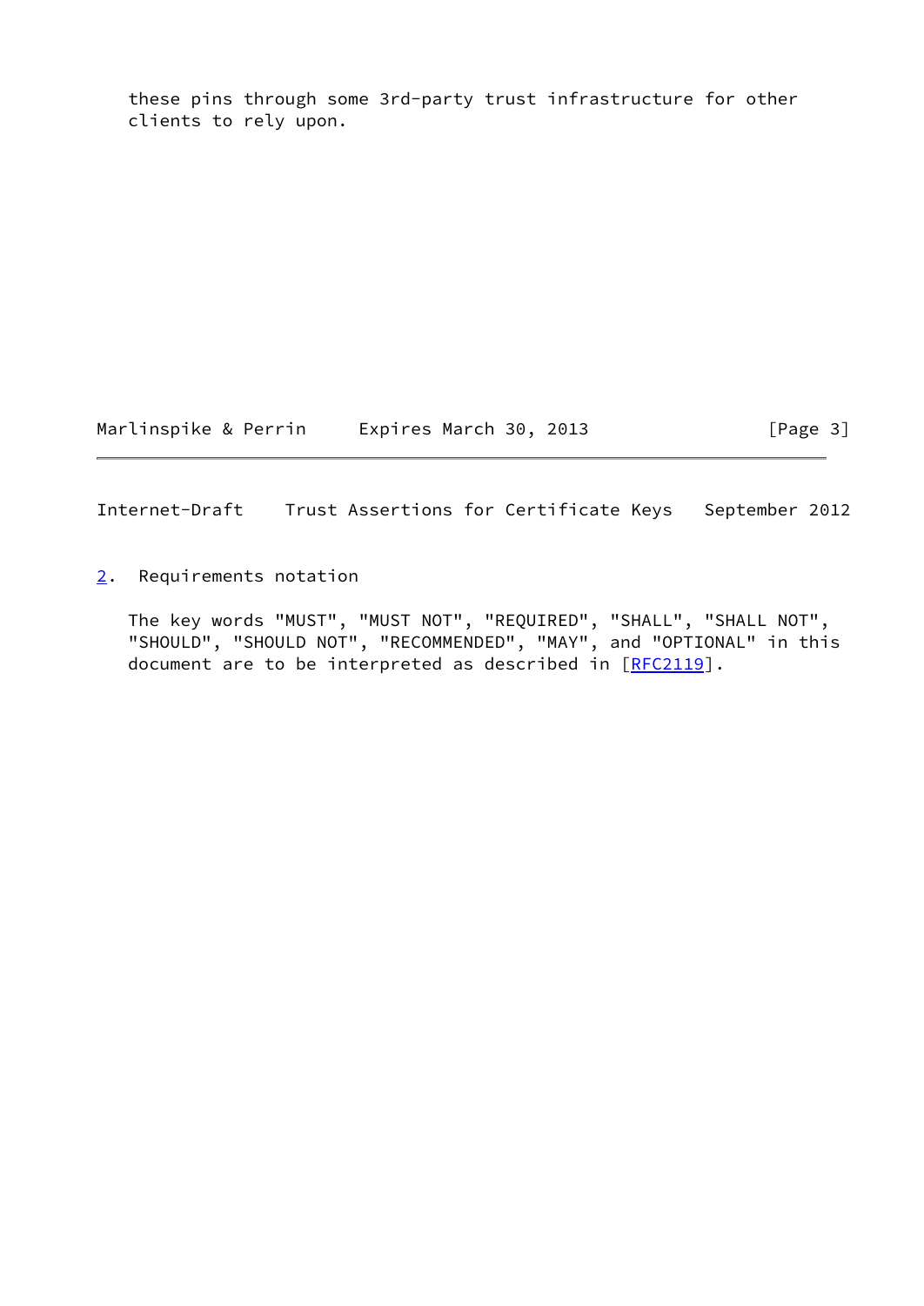these pins through some 3rd-party trust infrastructure for other clients to rely upon.

## 2. Requirements notation

The key words "MUST", "MUST NOT", "REQUIRED", "SHALL", "SHALL NOT", "SHOULD", "SHOULD NOT", "RECOMMENDED", "MAY", and "OPTIONAL" in this document are to be interpreted as described in [RFC2119].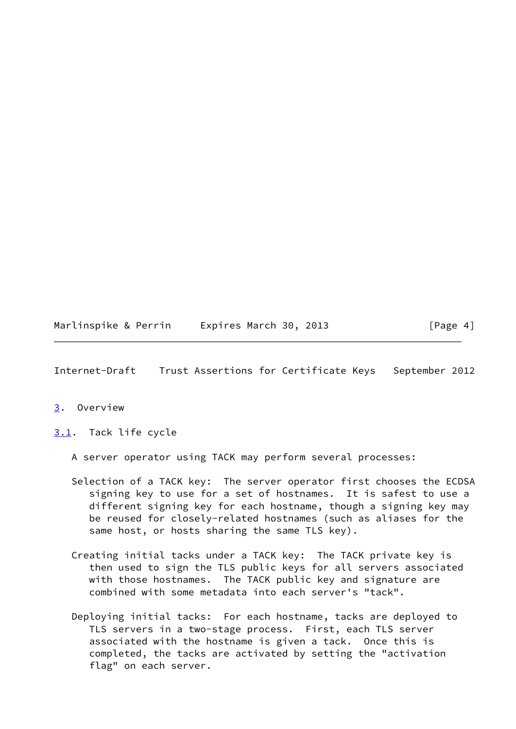## 3. Overview

### 3.1. Tack life cycle

A server operator using TACK may perform several processes:

Selection of a TACK key: The server operator first chooses the ECDSA signing key to use for a set of hostnames. It is safest to use a different signing key for each hostname, though a signing key may be reused for closely-related hostnames (such as aliases for the same host, or hosts sharing the same TLS key).

Creating initial tacks under a TACK key: The TACK private key is then used to sign the TLS public keys for all servers associated with those hostnames. The TACK public key and signature are combined with some metadata into each server's "tack".

Deploying initial tacks: For each hostname, tacks are deployed to TLS servers in a two-stage process. First, each TLS server associated with the hostname is given a tack. Once this is completed, the tacks are activated by setting the "activation flag" on each server.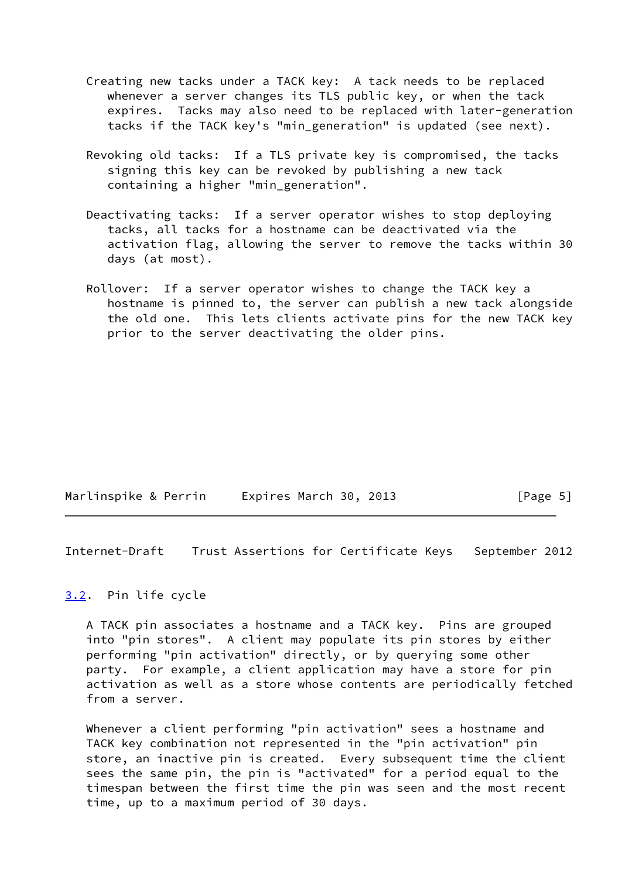Creating new tacks under a TACK key: A tack needs to be replaced whenever a server changes its TLS public key, or when the tack expires. Tacks may also need to be replaced with later-generation tacks if the TACK key's "min_generation" is updated (see next).

Revoking old tacks: If a TLS private key is compromised, the tacks signing this key can be revoked by publishing a new tack containing a higher "min_generation".

Deactivating tacks: If a server operator wishes to stop deploying tacks, all tacks for a hostname can be deactivated via the activation flag, allowing the server to remove the tacks within 30 days (at most).

Rollover: If a server operator wishes to change the TACK key a hostname is pinned to, the server can publish a new tack alongside the old one. This lets clients activate pins for the new TACK key prior to the server deactivating the older pins.

### 3.2. Pin life cycle

A TACK pin associates a hostname and a TACK key. Pins are grouped into "pin stores". A client may populate its pin stores by either performing "pin activation" directly, or by querying some other party. For example, a client application may have a store for pin activation as well as a store whose contents are periodically fetched from a server.

Whenever a client performing "pin activation" sees a hostname and TACK key combination not represented in the "pin activation" pin store, an inactive pin is created. Every subsequent time the client sees the same pin, the pin is "activated" for a period equal to the timespan between the first time the pin was seen and the most recent time, up to a maximum period of 30 days.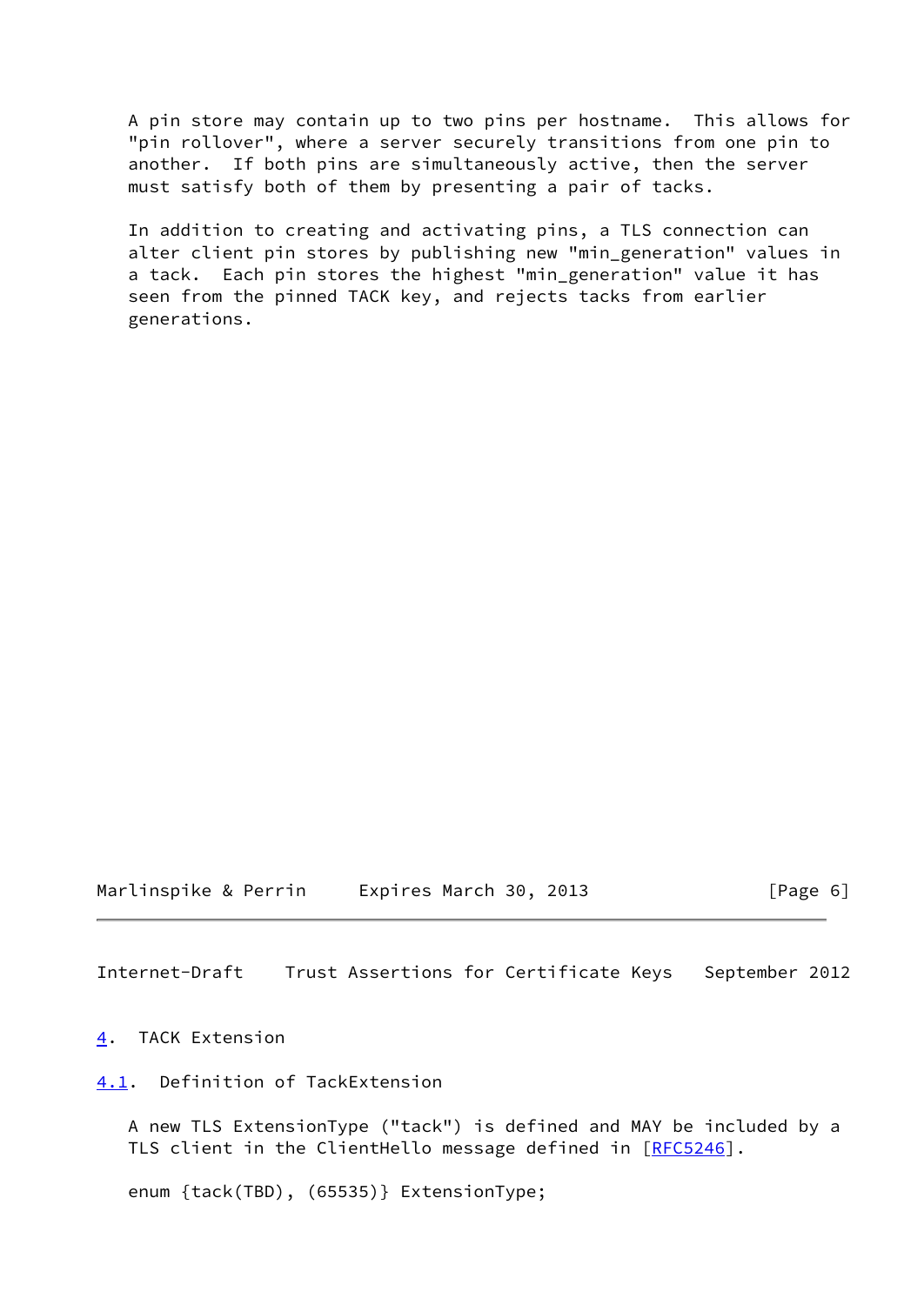A pin store may contain up to two pins per hostname. This allows for "pin rollover", where a server securely transitions from one pin to another. If both pins are simultaneously active, then the server must satisfy both of them by presenting a pair of tacks.

In addition to creating and activating pins, a TLS connection can alter client pin stores by publishing new "min_generation" values in a tack. Each pin stores the highest "min_generation" value it has seen from the pinned TACK key, and rejects tacks from earlier generations.

# 4. TACK Extension

## 4.1. Definition of TackExtension

A new TLS ExtensionType ("tack") is defined and MAY be included by a TLS client in the ClientHello message defined in [RFC5246].

```
enum {tack(TBD), (65535)} ExtensionType;
```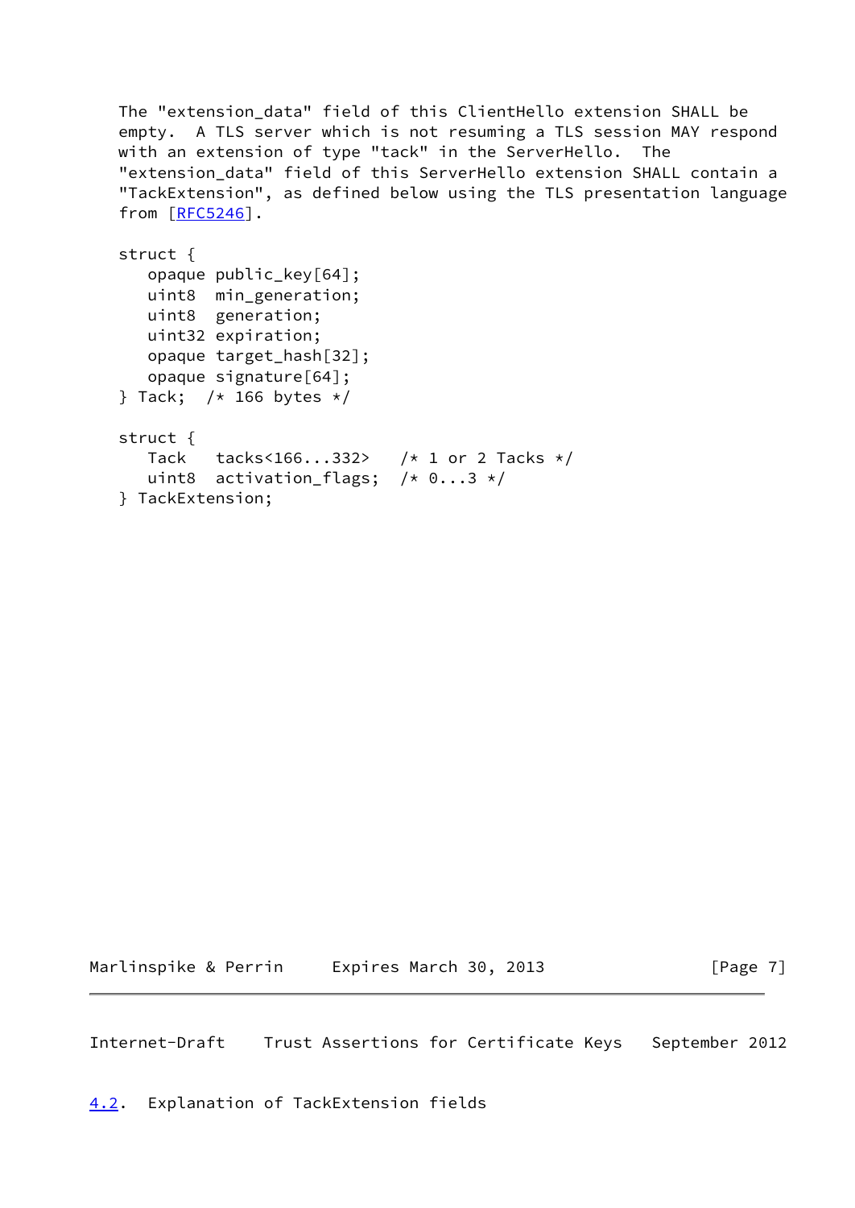The "extension_data" field of this ClientHello extension SHALL be empty. A TLS server which is not resuming a TLS session MAY respond with an extension of type "tack" in the ServerHello. The "extension_data" field of this ServerHello extension SHALL contain a "TackExtension", as defined below using the TLS presentation language from [RFC5246].

```
struct {
   opaque public_key[64];
   uint8  min_generation;
   uint8  generation;
   uint32 expiration;
   opaque target_hash[32];
   opaque signature[64];
} Tack;  /* 166 bytes */

struct {
   Tack   tacks<166...332>   /* 1 or 2 Tacks */
   uint8  activation_flags;  /* 0...3 */
} TackExtension;
```

## 4.2. Explanation of TackExtension fields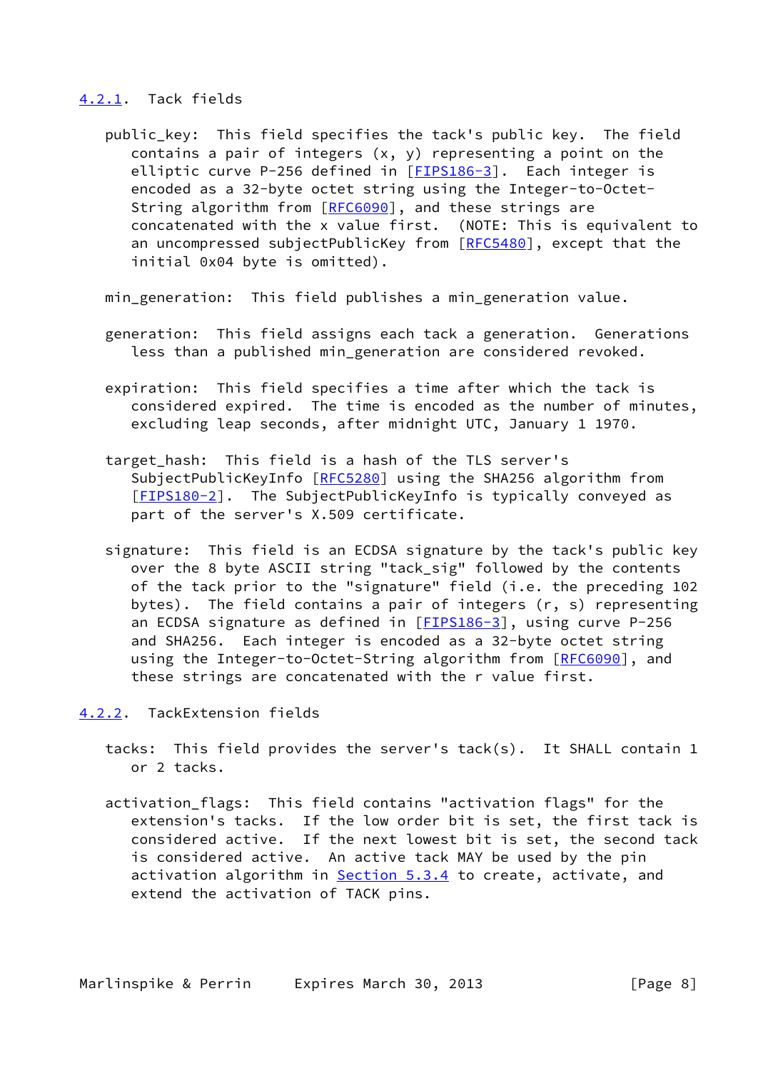### 4.2.1. Tack fields

public_key: This field specifies the tack's public key. The field contains a pair of integers (x, y) representing a point on the elliptic curve P-256 defined in [FIPS186-3]. Each integer is encoded as a 32-byte octet string using the Integer-to-Octet-String algorithm from [RFC6090], and these strings are concatenated with the x value first. (NOTE: This is equivalent to an uncompressed subjectPublicKey from [RFC5480], except that the initial 0x04 byte is omitted).

min_generation: This field publishes a min_generation value.

generation: This field assigns each tack a generation. Generations less than a published min_generation are considered revoked.

expiration: This field specifies a time after which the tack is considered expired. The time is encoded as the number of minutes, excluding leap seconds, after midnight UTC, January 1 1970.

target_hash: This field is a hash of the TLS server's SubjectPublicKeyInfo [RFC5280] using the SHA256 algorithm from [FIPS180-2]. The SubjectPublicKeyInfo is typically conveyed as part of the server's X.509 certificate.

signature: This field is an ECDSA signature by the tack's public key over the 8 byte ASCII string "tack_sig" followed by the contents of the tack prior to the "signature" field (i.e. the preceding 102 bytes). The field contains a pair of integers (r, s) representing an ECDSA signature as defined in [FIPS186-3], using curve P-256 and SHA256. Each integer is encoded as a 32-byte octet string using the Integer-to-Octet-String algorithm from [RFC6090], and these strings are concatenated with the r value first.

### 4.2.2. TackExtension fields

tacks: This field provides the server's tack(s). It SHALL contain 1 or 2 tacks.

activation_flags: This field contains "activation flags" for the extension's tacks. If the low order bit is set, the first tack is considered active. If the next lowest bit is set, the second tack is considered active. An active tack MAY be used by the pin activation algorithm in Section 5.3.4 to create, activate, and extend the activation of TACK pins.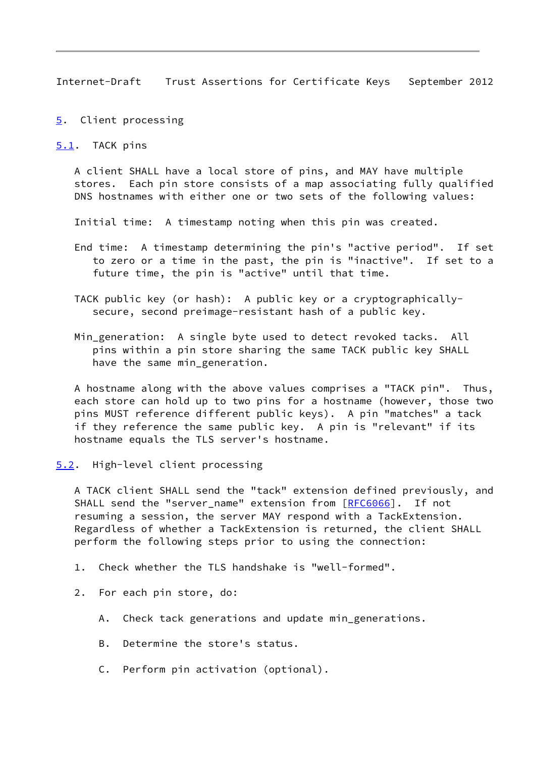## 5. Client processing

### 5.1. TACK pins

A client SHALL have a local store of pins, and MAY have multiple stores. Each pin store consists of a map associating fully qualified DNS hostnames with either one or two sets of the following values:

Initial time: A timestamp noting when this pin was created.

End time: A timestamp determining the pin's "active period". If set to zero or a time in the past, the pin is "inactive". If set to a future time, the pin is "active" until that time.

TACK public key (or hash): A public key or a cryptographically-secure, second preimage-resistant hash of a public key.

Min_generation: A single byte used to detect revoked tacks. All pins within a pin store sharing the same TACK public key SHALL have the same min_generation.

A hostname along with the above values comprises a "TACK pin". Thus, each store can hold up to two pins for a hostname (however, those two pins MUST reference different public keys). A pin "matches" a tack if they reference the same public key. A pin is "relevant" if its hostname equals the TLS server's hostname.

### 5.2. High-level client processing

A TACK client SHALL send the "tack" extension defined previously, and SHALL send the "server_name" extension from [RFC6066]. If not resuming a session, the server MAY respond with a TackExtension. Regardless of whether a TackExtension is returned, the client SHALL perform the following steps prior to using the connection:

1. Check whether the TLS handshake is "well-formed".

2. For each pin store, do:

   A. Check tack generations and update min_generations.

   B. Determine the store's status.

   C. Perform pin activation (optional).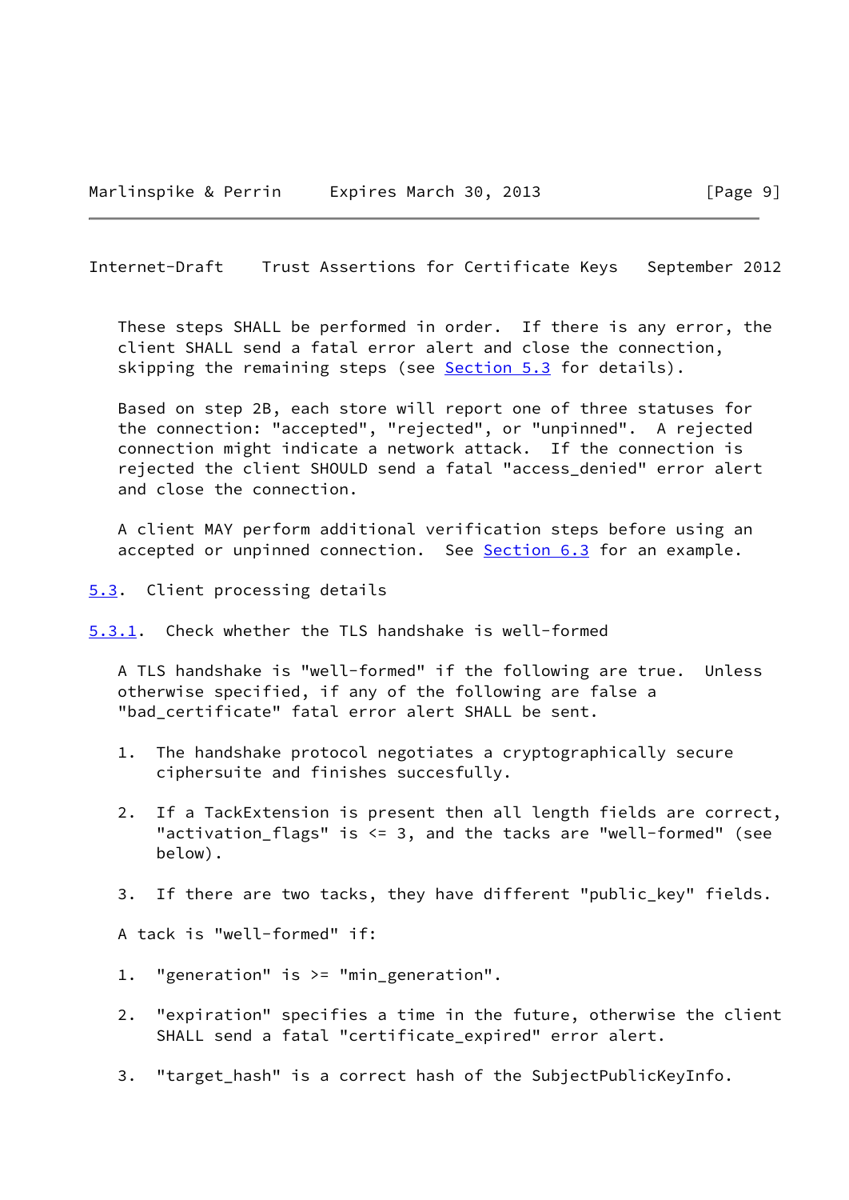These steps SHALL be performed in order. If there is any error, the client SHALL send a fatal error alert and close the connection, skipping the remaining steps (see Section 5.3 for details).

Based on step 2B, each store will report one of three statuses for the connection: "accepted", "rejected", or "unpinned". A rejected connection might indicate a network attack. If the connection is rejected the client SHOULD send a fatal "access_denied" error alert and close the connection.

A client MAY perform additional verification steps before using an accepted or unpinned connection. See Section 6.3 for an example.

## 5.3. Client processing details

### 5.3.1. Check whether the TLS handshake is well-formed

A TLS handshake is "well-formed" if the following are true. Unless otherwise specified, if any of the following are false a "bad_certificate" fatal error alert SHALL be sent.

1. The handshake protocol negotiates a cryptographically secure ciphersuite and finishes succesfully.

2. If a TackExtension is present then all length fields are correct, "activation_flags" is <= 3, and the tacks are "well-formed" (see below).

3. If there are two tacks, they have different "public_key" fields.

A tack is "well-formed" if:

1. "generation" is >= "min_generation".

2. "expiration" specifies a time in the future, otherwise the client SHALL send a fatal "certificate_expired" error alert.

3. "target_hash" is a correct hash of the SubjectPublicKeyInfo.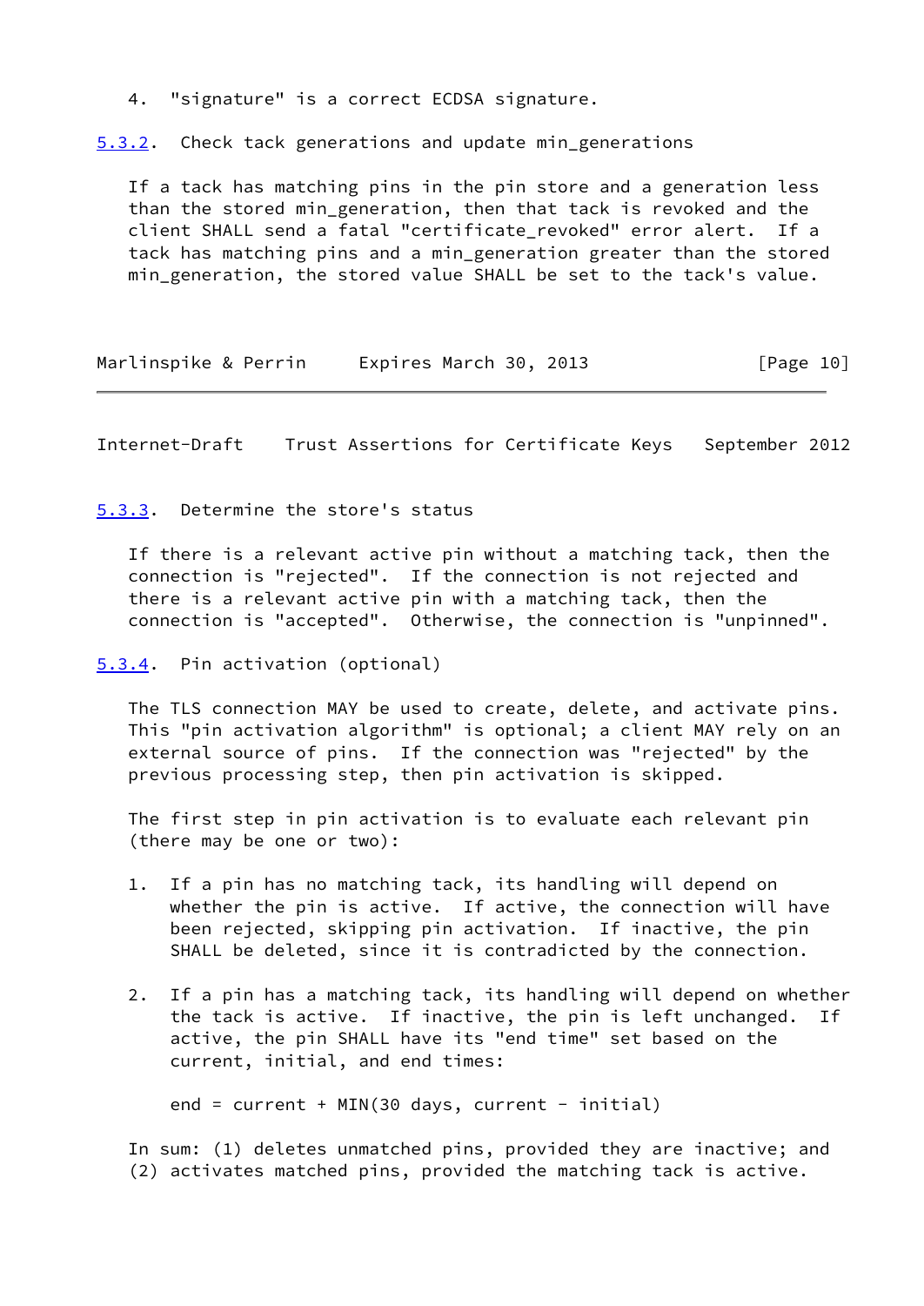4. "signature" is a correct ECDSA signature.

### 5.3.2. Check tack generations and update min_generations

If a tack has matching pins in the pin store and a generation less than the stored min_generation, then that tack is revoked and the client SHALL send a fatal "certificate_revoked" error alert. If a tack has matching pins and a min_generation greater than the stored min_generation, the stored value SHALL be set to the tack's value.

### 5.3.3. Determine the store's status

If there is a relevant active pin without a matching tack, then the connection is "rejected". If the connection is not rejected and there is a relevant active pin with a matching tack, then the connection is "accepted". Otherwise, the connection is "unpinned".

### 5.3.4. Pin activation (optional)

The TLS connection MAY be used to create, delete, and activate pins. This "pin activation algorithm" is optional; a client MAY rely on an external source of pins. If the connection was "rejected" by the previous processing step, then pin activation is skipped.

The first step in pin activation is to evaluate each relevant pin (there may be one or two):

1. If a pin has no matching tack, its handling will depend on whether the pin is active. If active, the connection will have been rejected, skipping pin activation. If inactive, the pin SHALL be deleted, since it is contradicted by the connection.

2. If a pin has a matching tack, its handling will depend on whether the tack is active. If inactive, the pin is left unchanged. If active, the pin SHALL have its "end time" set based on the current, initial, and end times:

```
end = current + MIN(30 days, current - initial)
```

In sum: (1) deletes unmatched pins, provided they are inactive; and (2) activates matched pins, provided the matching tack is active.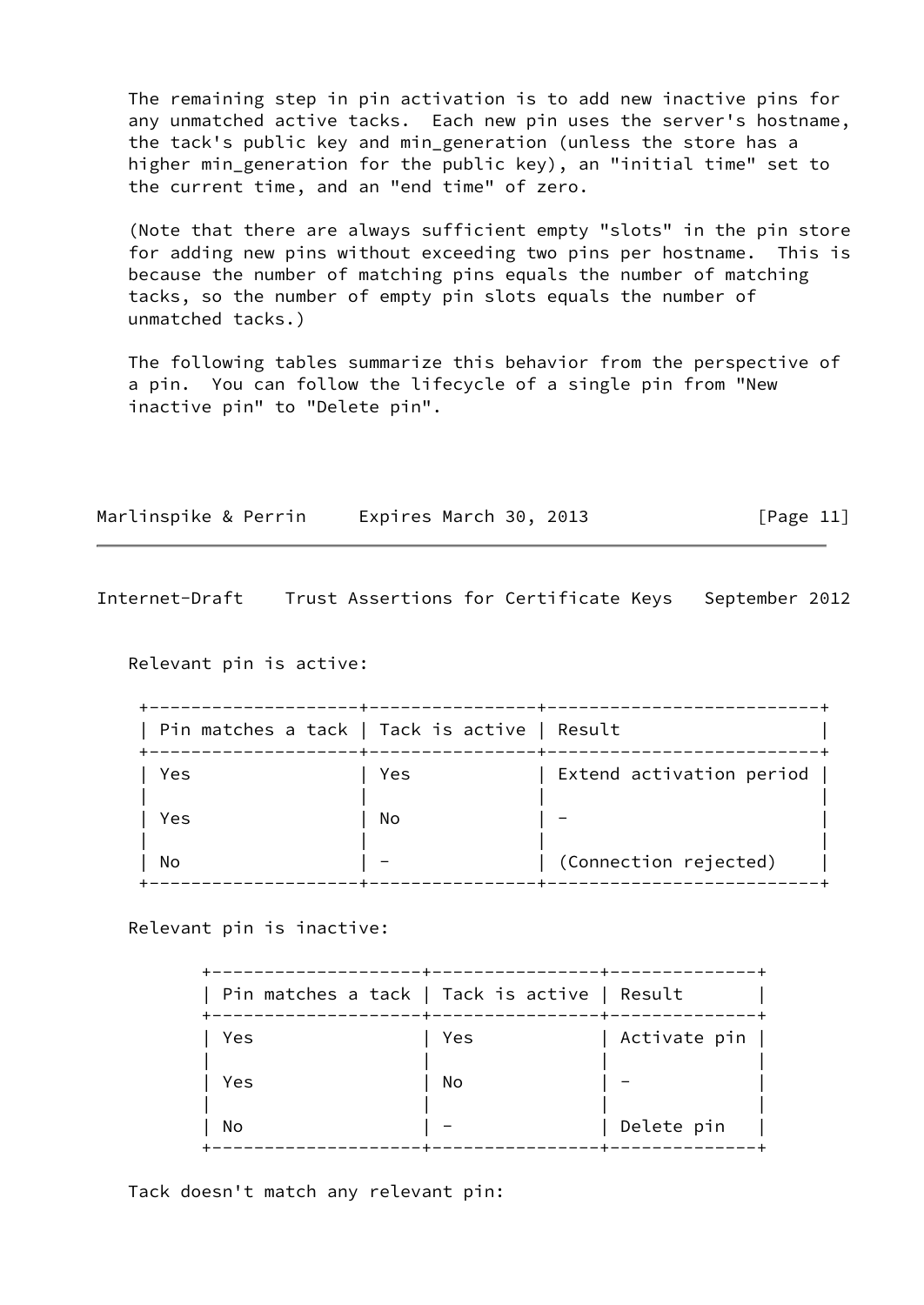The remaining step in pin activation is to add new inactive pins for any unmatched active tacks. Each new pin uses the server's hostname, the tack's public key and min_generation (unless the store has a higher min_generation for the public key), an "initial time" set to the current time, and an "end time" of zero.

(Note that there are always sufficient empty "slots" in the pin store for adding new pins without exceeding two pins per hostname. This is because the number of matching pins equals the number of matching tacks, so the number of empty pin slots equals the number of unmatched tacks.)

The following tables summarize this behavior from the perspective of a pin. You can follow the lifecycle of a single pin from "New inactive pin" to "Delete pin".

Relevant pin is active:

| Pin matches a tack | Tack is active | Result |
|---|---|---|
| Yes | Yes | Extend activation period |
| Yes | No | - |
| No | - | (Connection rejected) |

Relevant pin is inactive:

| Pin matches a tack | Tack is active | Result |
|---|---|---|
| Yes | Yes | Activate pin |
| Yes | No | - |
| No | - | Delete pin |

Tack doesn't match any relevant pin: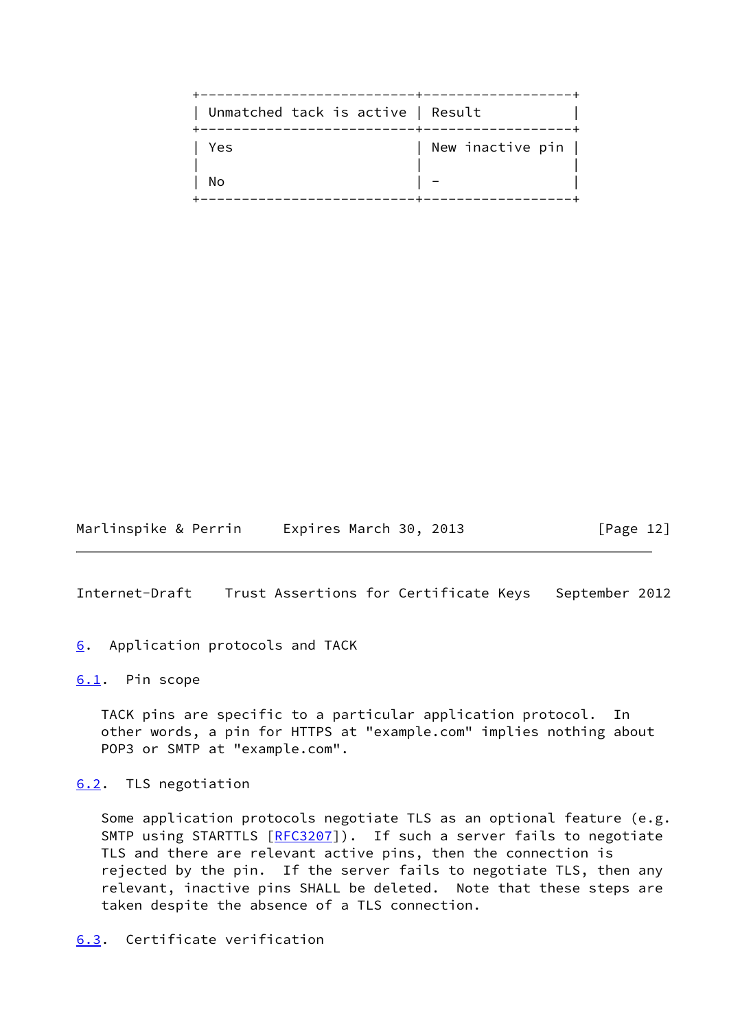| Unmatched tack is active | Result |
|---|---|
| Yes | New inactive pin |
| No | - |

# 6. Application protocols and TACK

## 6.1. Pin scope

TACK pins are specific to a particular application protocol. In other words, a pin for HTTPS at "example.com" implies nothing about POP3 or SMTP at "example.com".

## 6.2. TLS negotiation

Some application protocols negotiate TLS as an optional feature (e.g. SMTP using STARTTLS [RFC3207]). If such a server fails to negotiate TLS and there are relevant active pins, then the connection is rejected by the pin. If the server fails to negotiate TLS, then any relevant, inactive pins SHALL be deleted. Note that these steps are taken despite the absence of a TLS connection.

## 6.3. Certificate verification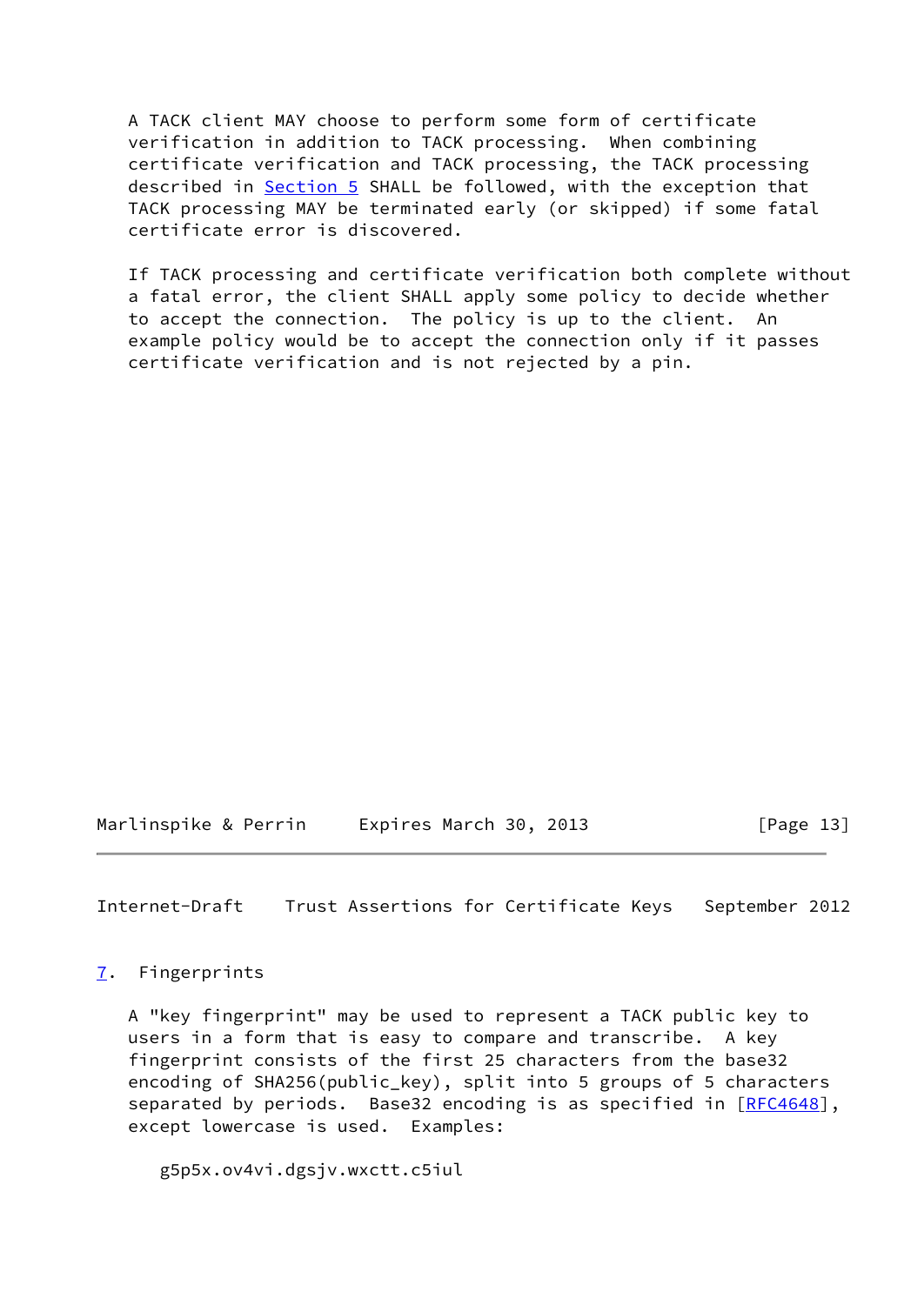A TACK client MAY choose to perform some form of certificate verification in addition to TACK processing. When combining certificate verification and TACK processing, the TACK processing described in Section 5 SHALL be followed, with the exception that TACK processing MAY be terminated early (or skipped) if some fatal certificate error is discovered.

If TACK processing and certificate verification both complete without a fatal error, the client SHALL apply some policy to decide whether to accept the connection. The policy is up to the client. An example policy would be to accept the connection only if it passes certificate verification and is not rejected by a pin.

## 7. Fingerprints

A "key fingerprint" may be used to represent a TACK public key to users in a form that is easy to compare and transcribe. A key fingerprint consists of the first 25 characters from the base32 encoding of SHA256(public_key), split into 5 groups of 5 characters separated by periods. Base32 encoding is as specified in [RFC4648], except lowercase is used. Examples:

```
g5p5x.ov4vi.dgsjv.wxctt.c5iul
```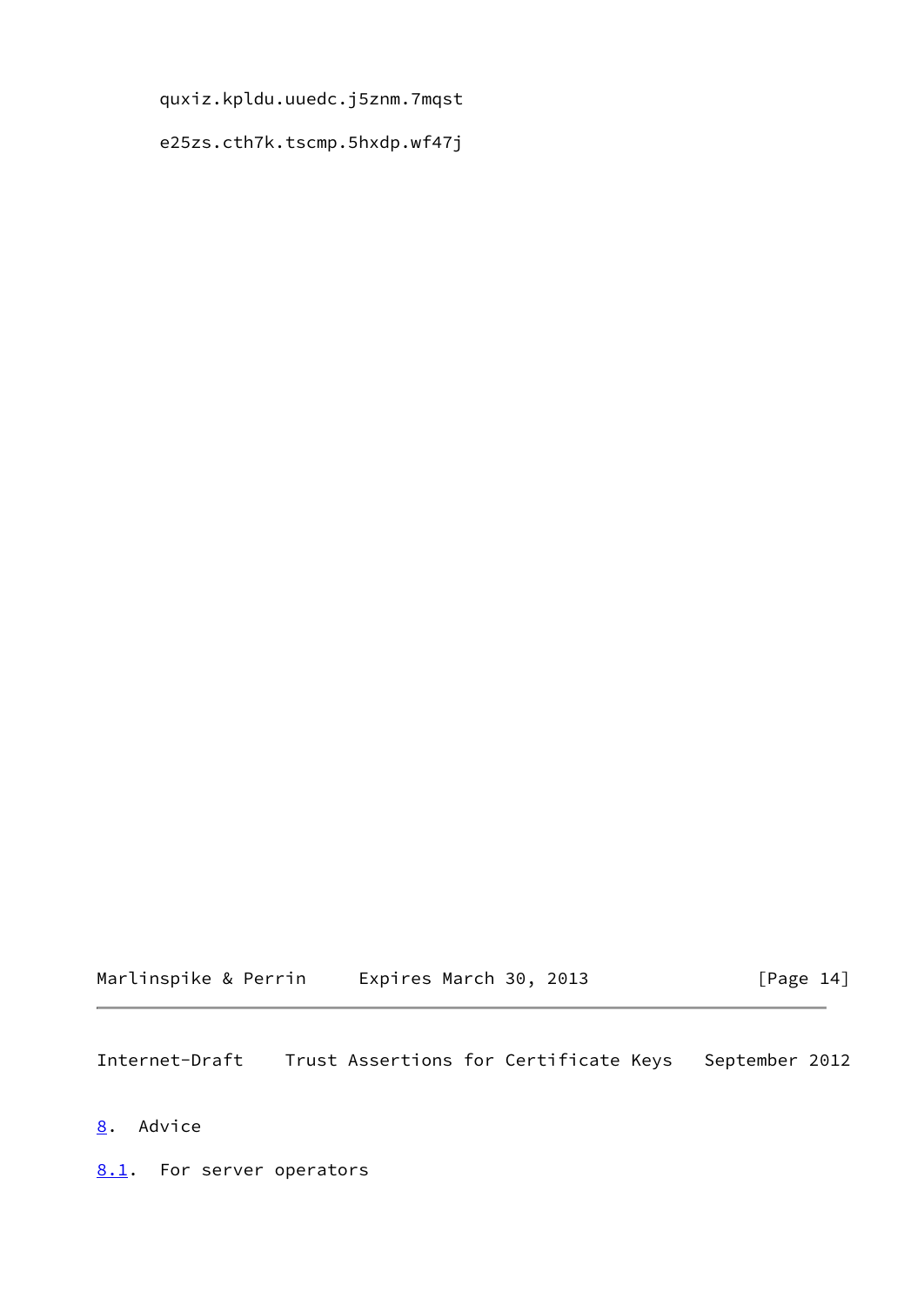```
quxiz.kpldu.uuedc.j5znm.7mqst

e25zs.cth7k.tscmp.5hxdp.wf47j
```

## 8. Advice

### 8.1. For server operators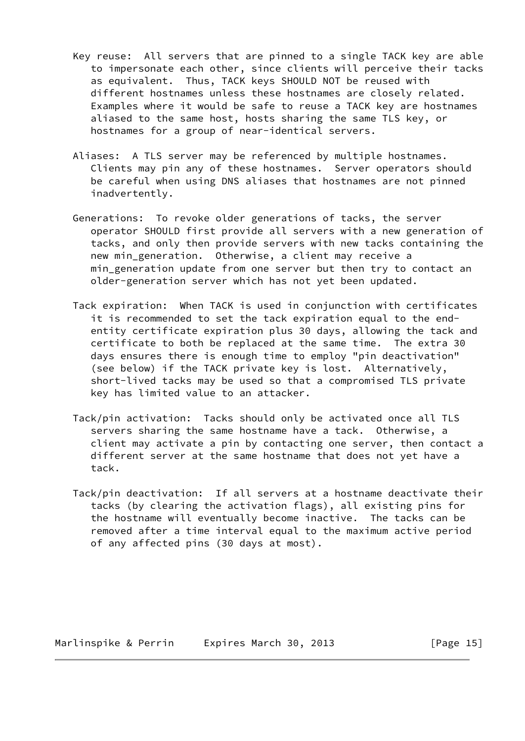Key reuse: All servers that are pinned to a single TACK key are able to impersonate each other, since clients will perceive their tacks as equivalent. Thus, TACK keys SHOULD NOT be reused with different hostnames unless these hostnames are closely related. Examples where it would be safe to reuse a TACK key are hostnames aliased to the same host, hosts sharing the same TLS key, or hostnames for a group of near-identical servers.

Aliases: A TLS server may be referenced by multiple hostnames. Clients may pin any of these hostnames. Server operators should be careful when using DNS aliases that hostnames are not pinned inadvertently.

Generations: To revoke older generations of tacks, the server operator SHOULD first provide all servers with a new generation of tacks, and only then provide servers with new tacks containing the new min_generation. Otherwise, a client may receive a min_generation update from one server but then try to contact an older-generation server which has not yet been updated.

Tack expiration: When TACK is used in conjunction with certificates it is recommended to set the tack expiration equal to the end-entity certificate expiration plus 30 days, allowing the tack and certificate to both be replaced at the same time. The extra 30 days ensures there is enough time to employ "pin deactivation" (see below) if the TACK private key is lost. Alternatively, short-lived tacks may be used so that a compromised TLS private key has limited value to an attacker.

Tack/pin activation: Tacks should only be activated once all TLS servers sharing the same hostname have a tack. Otherwise, a client may activate a pin by contacting one server, then contact a different server at the same hostname that does not yet have a tack.

Tack/pin deactivation: If all servers at a hostname deactivate their tacks (by clearing the activation flags), all existing pins for the hostname will eventually become inactive. The tacks can be removed after a time interval equal to the maximum active period of any affected pins (30 days at most).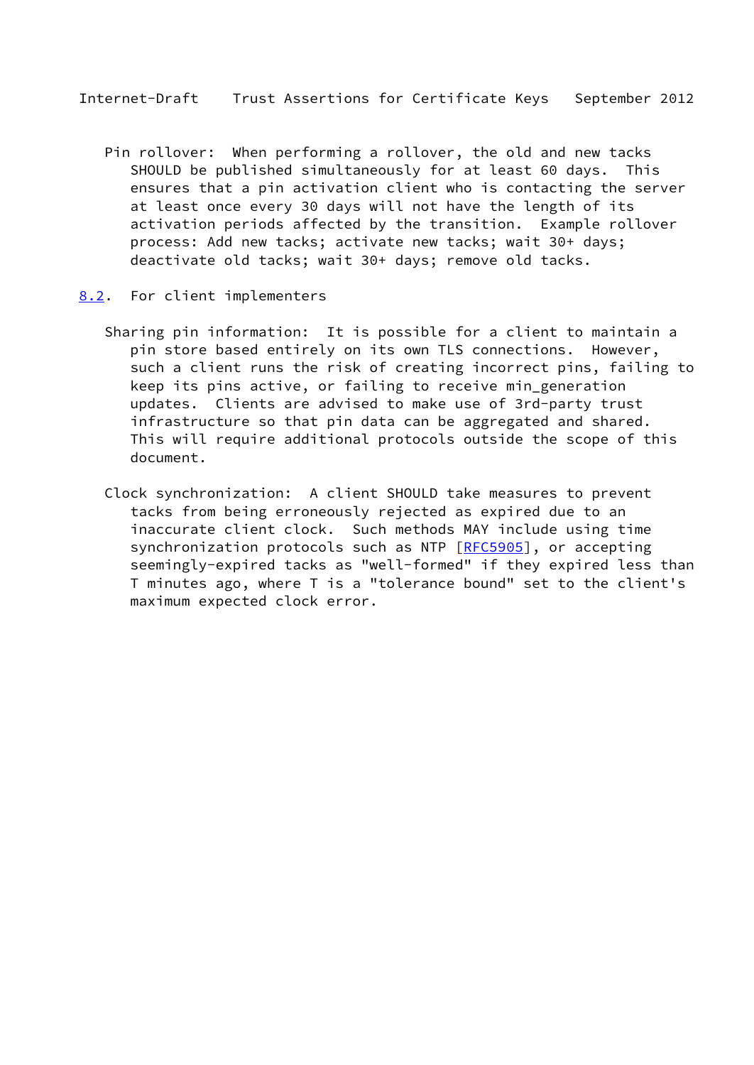Pin rollover: When performing a rollover, the old and new tacks SHOULD be published simultaneously for at least 60 days. This ensures that a pin activation client who is contacting the server at least once every 30 days will not have the length of its activation periods affected by the transition. Example rollover process: Add new tacks; activate new tacks; wait 30+ days; deactivate old tacks; wait 30+ days; remove old tacks.

### 8.2. For client implementers

Sharing pin information: It is possible for a client to maintain a pin store based entirely on its own TLS connections. However, such a client runs the risk of creating incorrect pins, failing to keep its pins active, or failing to receive min_generation updates. Clients are advised to make use of 3rd-party trust infrastructure so that pin data can be aggregated and shared. This will require additional protocols outside the scope of this document.

Clock synchronization: A client SHOULD take measures to prevent tacks from being erroneously rejected as expired due to an inaccurate client clock. Such methods MAY include using time synchronization protocols such as NTP [RFC5905], or accepting seemingly-expired tacks as "well-formed" if they expired less than T minutes ago, where T is a "tolerance bound" set to the client's maximum expected clock error.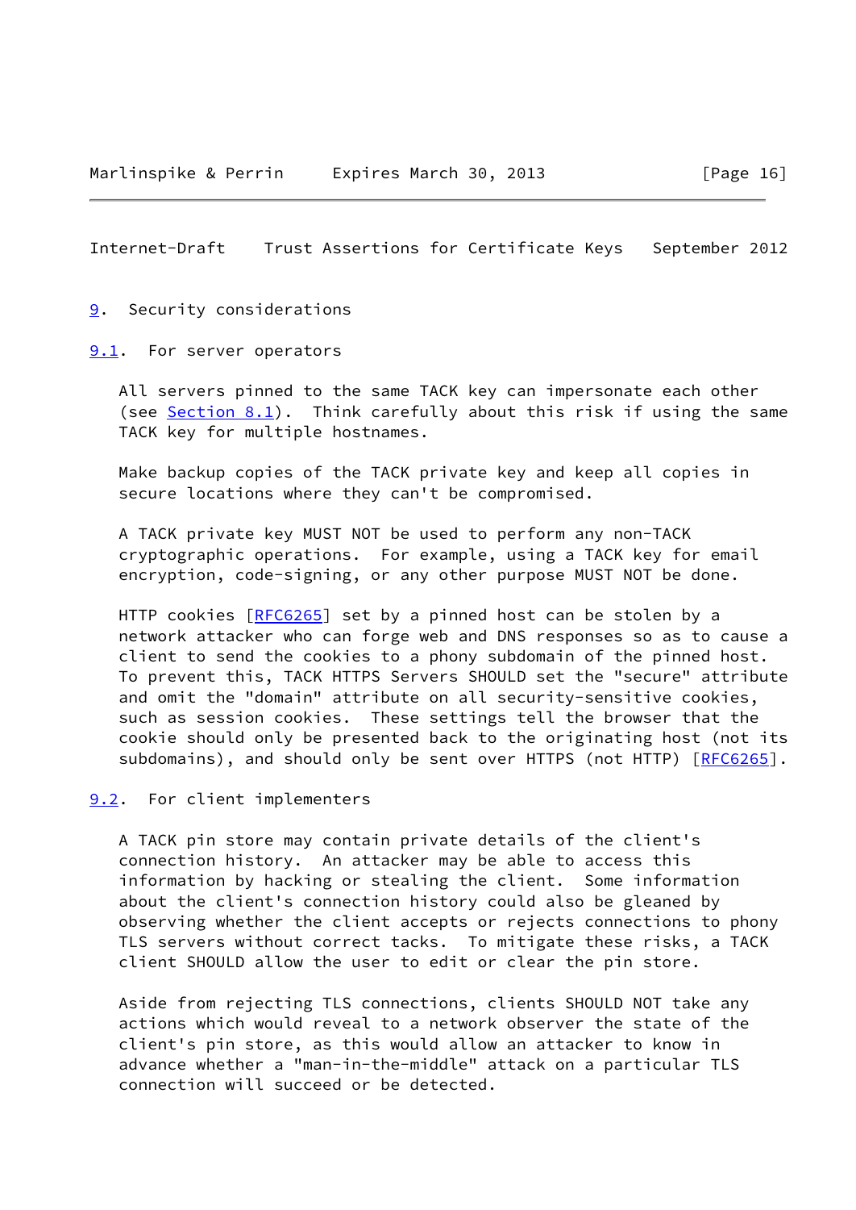## 9. Security considerations

### 9.1. For server operators

All servers pinned to the same TACK key can impersonate each other (see Section 8.1). Think carefully about this risk if using the same TACK key for multiple hostnames.

Make backup copies of the TACK private key and keep all copies in secure locations where they can't be compromised.

A TACK private key MUST NOT be used to perform any non-TACK cryptographic operations. For example, using a TACK key for email encryption, code-signing, or any other purpose MUST NOT be done.

HTTP cookies [RFC6265] set by a pinned host can be stolen by a network attacker who can forge web and DNS responses so as to cause a client to send the cookies to a phony subdomain of the pinned host. To prevent this, TACK HTTPS Servers SHOULD set the "secure" attribute and omit the "domain" attribute on all security-sensitive cookies, such as session cookies. These settings tell the browser that the cookie should only be presented back to the originating host (not its subdomains), and should only be sent over HTTPS (not HTTP) [RFC6265].

### 9.2. For client implementers

A TACK pin store may contain private details of the client's connection history. An attacker may be able to access this information by hacking or stealing the client. Some information about the client's connection history could also be gleaned by observing whether the client accepts or rejects connections to phony TLS servers without correct tacks. To mitigate these risks, a TACK client SHOULD allow the user to edit or clear the pin store.

Aside from rejecting TLS connections, clients SHOULD NOT take any actions which would reveal to a network observer the state of the client's pin store, as this would allow an attacker to know in advance whether a "man-in-the-middle" attack on a particular TLS connection will succeed or be detected.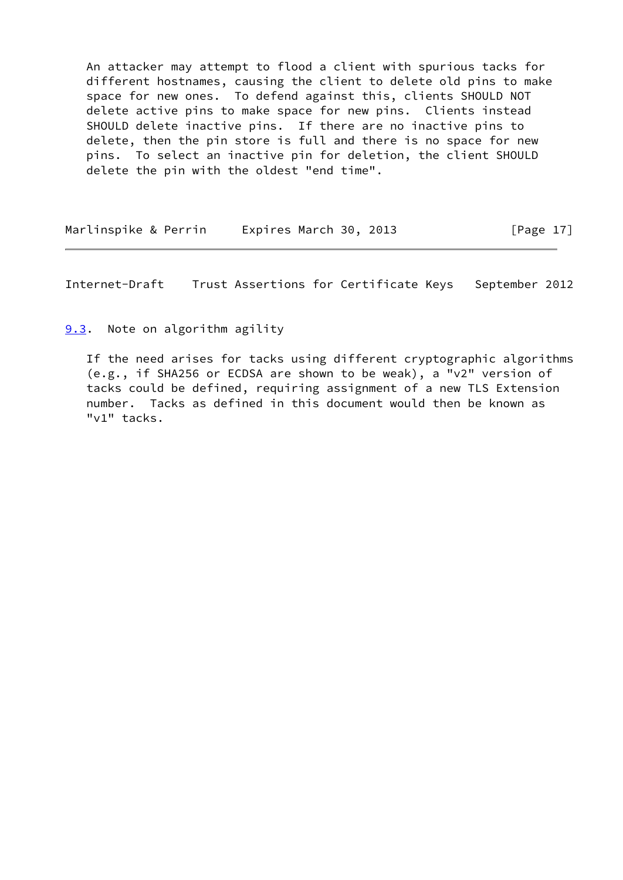An attacker may attempt to flood a client with spurious tacks for different hostnames, causing the client to delete old pins to make space for new ones. To defend against this, clients SHOULD NOT delete active pins to make space for new pins. Clients instead SHOULD delete inactive pins. If there are no inactive pins to delete, then the pin store is full and there is no space for new pins. To select an inactive pin for deletion, the client SHOULD delete the pin with the oldest "end time".

### 9.3. Note on algorithm agility

If the need arises for tacks using different cryptographic algorithms (e.g., if SHA256 or ECDSA are shown to be weak), a "v2" version of tacks could be defined, requiring assignment of a new TLS Extension number. Tacks as defined in this document would then be known as "v1" tacks.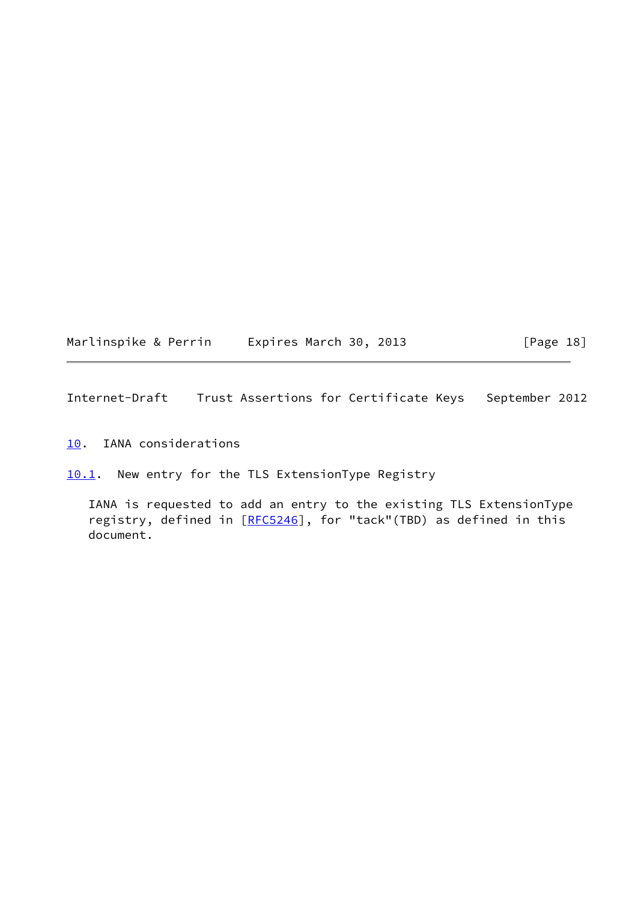## 10. IANA considerations

### 10.1. New entry for the TLS ExtensionType Registry

IANA is requested to add an entry to the existing TLS ExtensionType registry, defined in [RFC5246], for "tack"(TBD) as defined in this document.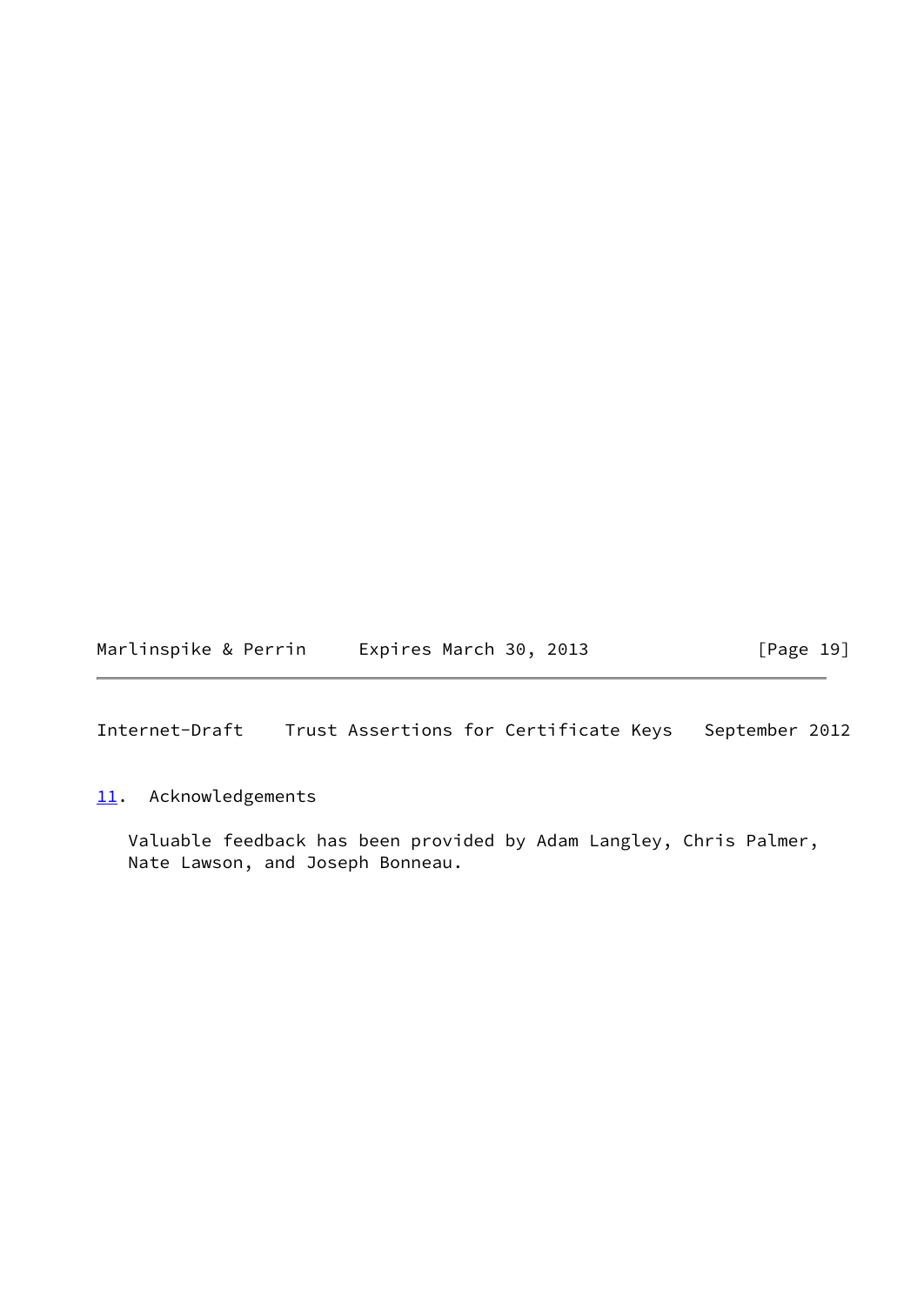## 11. Acknowledgements

Valuable feedback has been provided by Adam Langley, Chris Palmer, Nate Lawson, and Joseph Bonneau.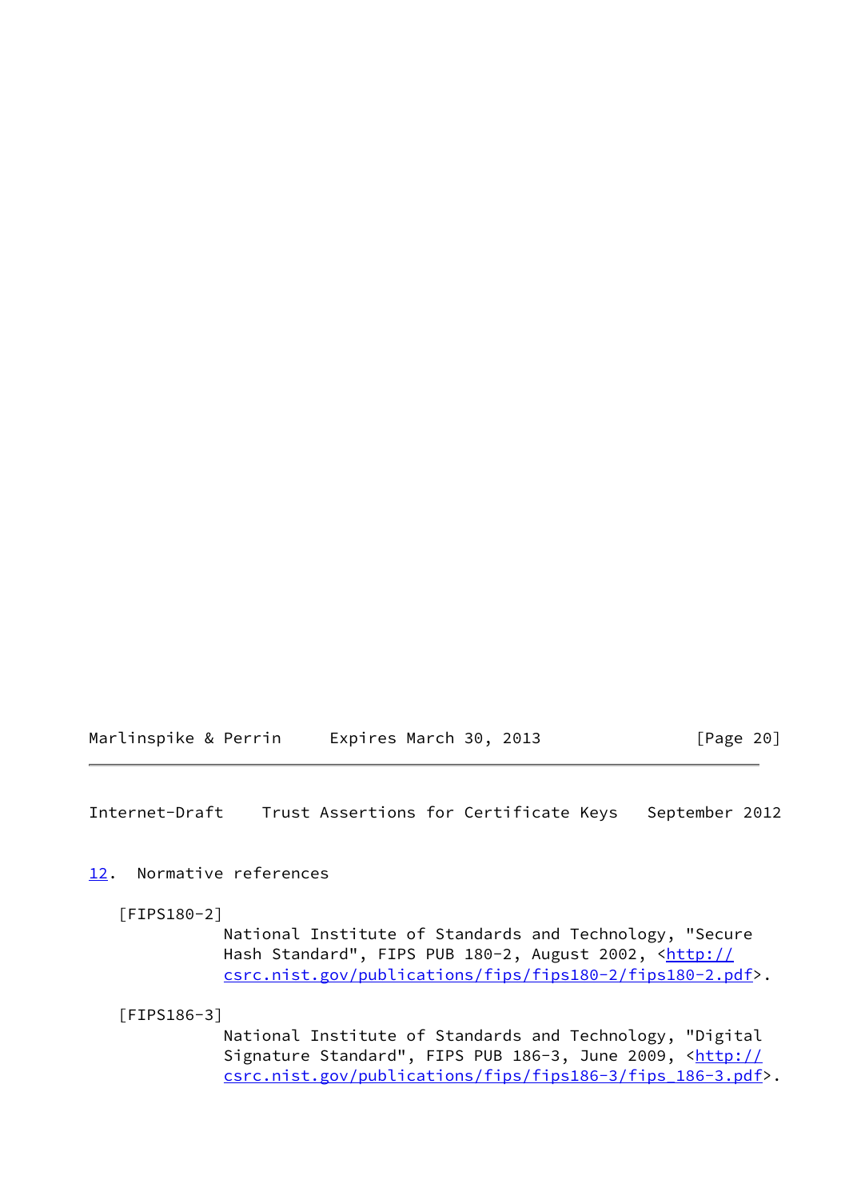## 12. Normative references

[FIPS180-2]
National Institute of Standards and Technology, "Secure Hash Standard", FIPS PUB 180-2, August 2002, <http://csrc.nist.gov/publications/fips/fips180-2/fips180-2.pdf>.

[FIPS186-3]
National Institute of Standards and Technology, "Digital Signature Standard", FIPS PUB 186-3, June 2009, <http://csrc.nist.gov/publications/fips/fips186-3/fips_186-3.pdf>.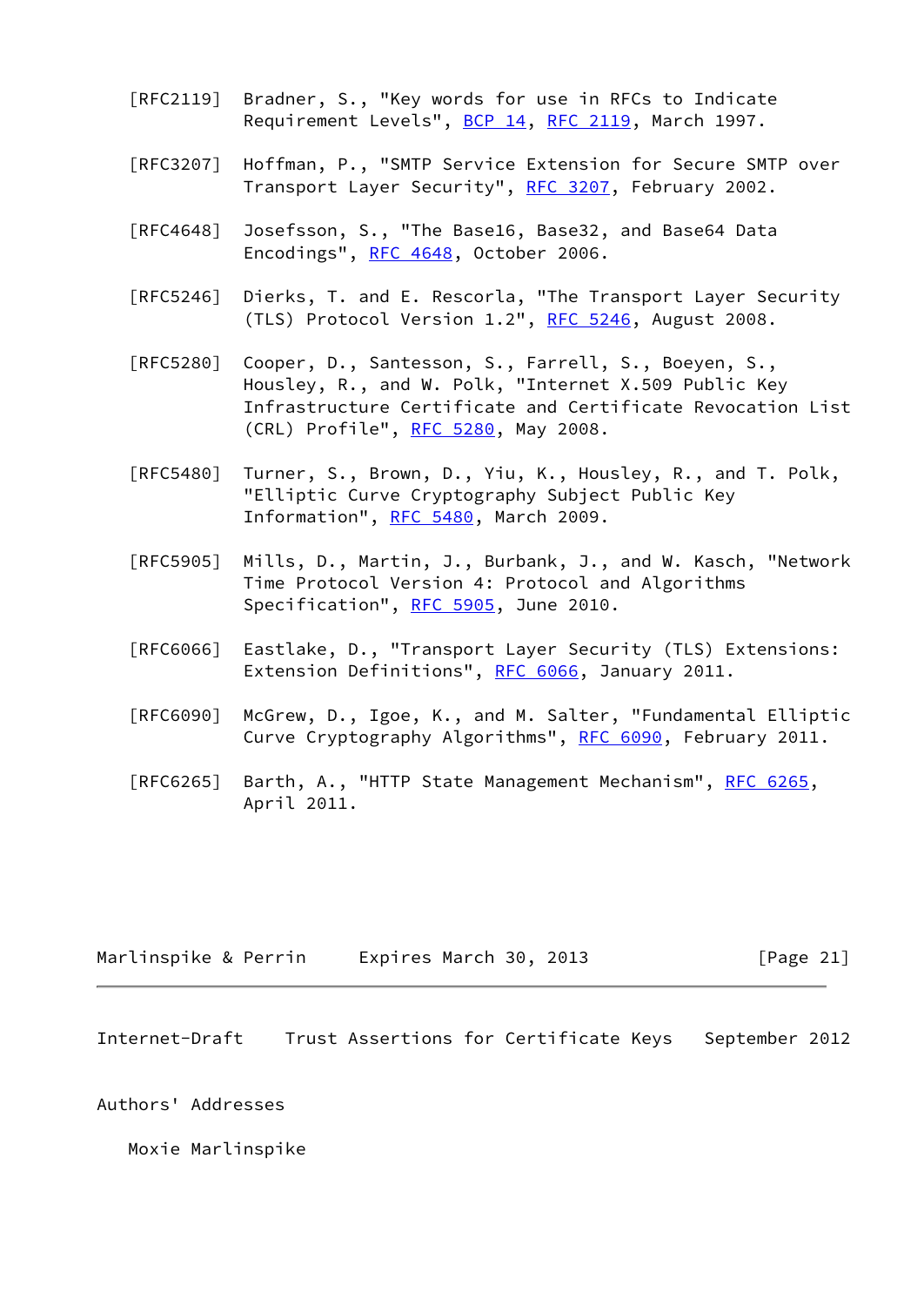[RFC2119] Bradner, S., "Key words for use in RFCs to Indicate Requirement Levels", BCP 14, RFC 2119, March 1997.

[RFC3207] Hoffman, P., "SMTP Service Extension for Secure SMTP over Transport Layer Security", RFC 3207, February 2002.

[RFC4648] Josefsson, S., "The Base16, Base32, and Base64 Data Encodings", RFC 4648, October 2006.

[RFC5246] Dierks, T. and E. Rescorla, "The Transport Layer Security (TLS) Protocol Version 1.2", RFC 5246, August 2008.

[RFC5280] Cooper, D., Santesson, S., Farrell, S., Boeyen, S., Housley, R., and W. Polk, "Internet X.509 Public Key Infrastructure Certificate and Certificate Revocation List (CRL) Profile", RFC 5280, May 2008.

[RFC5480] Turner, S., Brown, D., Yiu, K., Housley, R., and T. Polk, "Elliptic Curve Cryptography Subject Public Key Information", RFC 5480, March 2009.

[RFC5905] Mills, D., Martin, J., Burbank, J., and W. Kasch, "Network Time Protocol Version 4: Protocol and Algorithms Specification", RFC 5905, June 2010.

[RFC6066] Eastlake, D., "Transport Layer Security (TLS) Extensions: Extension Definitions", RFC 6066, January 2011.

[RFC6090] McGrew, D., Igoe, K., and M. Salter, "Fundamental Elliptic Curve Cryptography Algorithms", RFC 6090, February 2011.

[RFC6265] Barth, A., "HTTP State Management Mechanism", RFC 6265, April 2011.

## Authors' Addresses

Moxie Marlinspike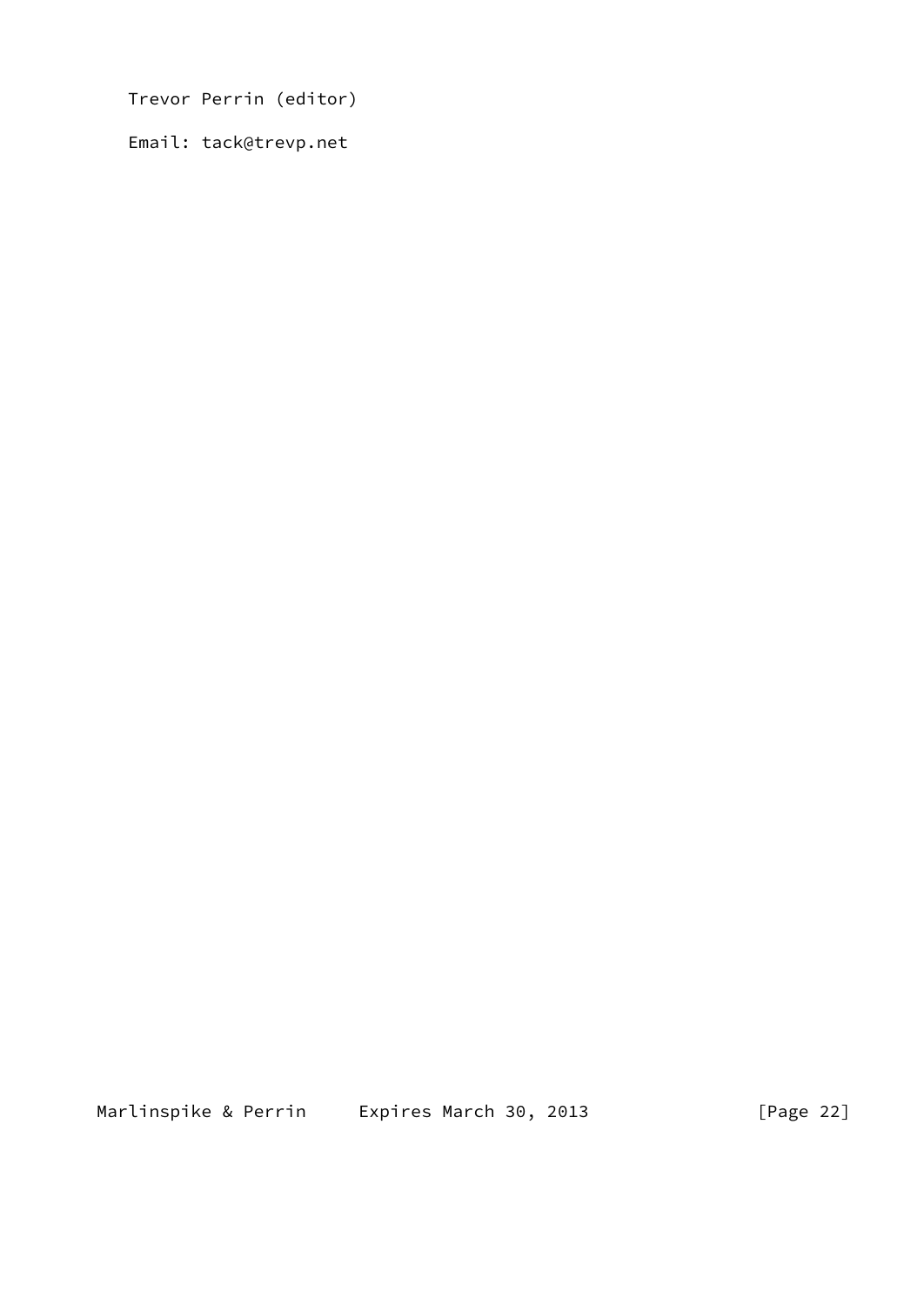Trevor Perrin (editor)

Email: tack@trevp.net